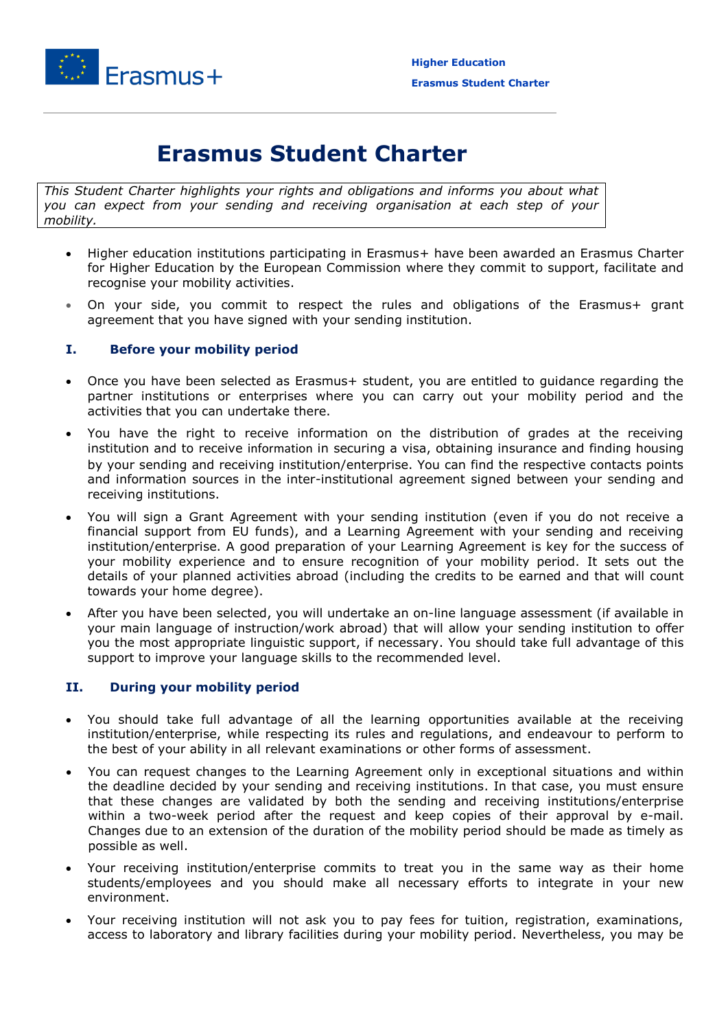# Erasmus Student Charter

*This Student Charter highlights your rights and obligations and informs you about what you can expect from your sending and receiving organisation at each step of your mobility.*

- Higher education institutions participating in Erasmus+ have been awarded an Erasmus Charter for Higher Education by the European Commission where they commit to support, facilitate and recognise your mobility activities.
- On your side, you commit to respect the rules and obligations of the Erasmus+ grant agreement that you have signed with your sending institution.

## I. Before your mobility period

- Once you have been selected as Erasmus+ student, you are entitled to guidance regarding the partner institutions or enterprises where you can carry out your mobility period and the activities that you can undertake there.
- You have the right to receive information on the distribution of grades at the receiving institution and to receive information in securing a visa, obtaining insurance and finding housing by your sending and receiving institution/enterprise. You can find the respective contacts points and information sources in the inter-institutional agreement signed between your sending and receiving institutions.
- You will sign a Grant Agreement with your sending institution (even if you do not receive a financial support from EU funds), and a Learning Agreement with your sending and receiving institution/enterprise. A good preparation of your Learning Agreement is key for the success of your mobility experience and to ensure recognition of your mobility period. It sets out the details of your planned activities abroad (including the credits to be earned and that will count towards your home degree).
- After you have been selected, you will undertake an on-line language assessment (if available in your main language of instruction/work abroad) that will allow your sending institution to offer you the most appropriate linguistic support, if necessary. You should take full advantage of this support to improve your language skills to the recommended level.

## II. During your mobility period

- You should take full advantage of all the learning opportunities available at the receiving institution/enterprise, while respecting its rules and regulations, and endeavour to perform to the best of your ability in all relevant examinations or other forms of assessment.
- You can request changes to the Learning Agreement only in exceptional situations and within the deadline decided by your sending and receiving institutions. In that case, you must ensure that these changes are validated by both the sending and receiving institutions/enterprise within a two-week period after the request and keep copies of their approval by e-mail. Changes due to an extension of the duration of the mobility period should be made as timely as possible as well.
- Your receiving institution/enterprise commits to treat you in the same way as their home students/employees and you should make all necessary efforts to integrate in your new environment.
- Your receiving institution will not ask you to pay fees for tuition, registration, examinations, access to laboratory and library facilities during your mobility period. Nevertheless, you may be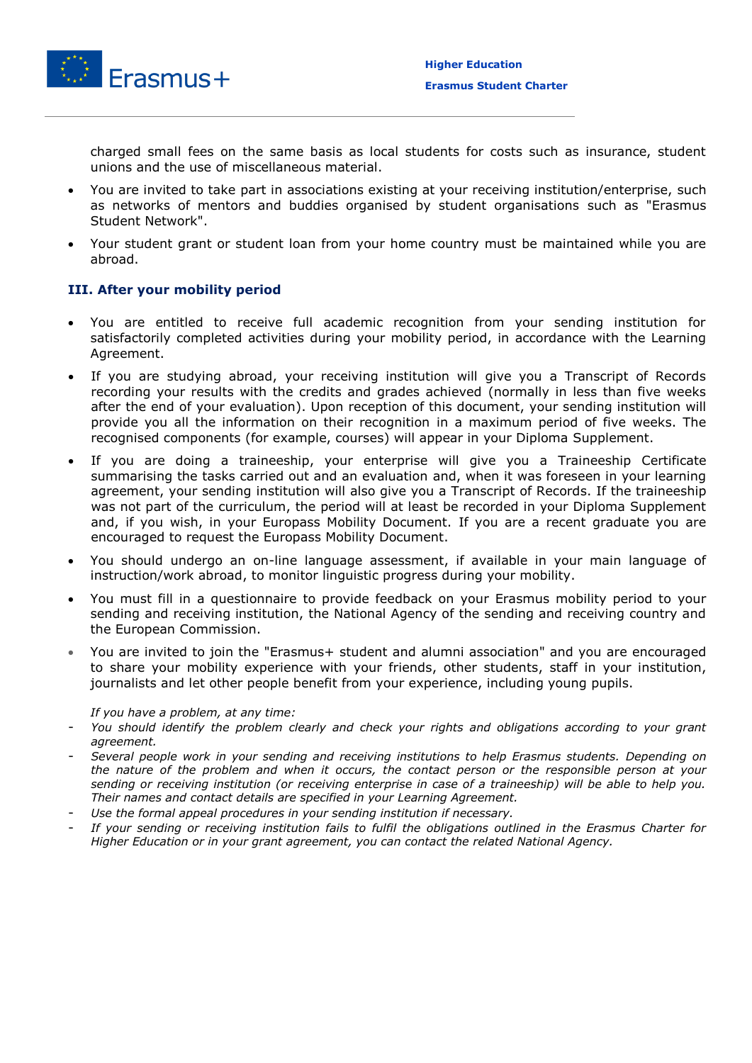charged small fees on the same basis as local students for costs such as insurance, student unions and the use of miscellaneous material.

- You are invited to take part in associations existing at your receiving institution/enterprise, such as networks of mentors and buddies organised by student organisations such as "Erasmus Student Network".
- Your student grant or student loan from your home country must be maintained while you are abroad.

### III. After your mobility period

- You are entitled to receive full academic recognition from your sending institution for satisfactorily completed activities during your mobility period, in accordance with the Learning Agreement.
- If you are studying abroad, your receiving institution will give you a Transcript of Records recording your results with the credits and grades achieved (normally in less than five weeks after the end of your evaluation). Upon reception of this document, your sending institution will provide you all the information on their recognition in a maximum period of five weeks. The recognised components (for example, courses) will appear in your Diploma Supplement.
- If you are doing a traineeship, your enterprise will give you a Traineeship Certificate summarising the tasks carried out and an evaluation and, when it was foreseen in your learning agreement, your sending institution will also give you a Transcript of Records. If the traineeship was not part of the curriculum, the period will at least be recorded in your Diploma Supplement and, if you wish, in your Europass Mobility Document. If you are a recent graduate you are encouraged to request the Europass Mobility Document.
- You should undergo an on-line language assessment, if available in your main language of instruction/work abroad, to monitor linguistic progress during your mobility.
- You must fill in a questionnaire to provide feedback on your Erasmus mobility period to your sending and receiving institution, the National Agency of the sending and receiving country and the European Commission.
- You are invited to join the "Erasmus+ student and alumni association" and you are encouraged to share your mobility experience with your friends, other students, staff in your institution, journalists and let other people benefit from your experience, including young pupils.

*If you have a problem, at any time:*

- *You should identify the problem clearly and check your rights and obligations according to your grant agreement.*
- *Several people work in your sending and receiving institutions to help Erasmus students. Depending on the nature of the problem and when it occurs, the contact person or the responsible person at your sending or receiving institution (or receiving enterprise in case of a traineeship) will be able to help you. Their names and contact details are specified in your Learning Agreement.*
- *Use the formal appeal procedures in your sending institution if necessary.*
- *If your sending or receiving institution fails to fulfil the obligations outlined in the Erasmus Charter for Higher Education or in your grant agreement, you can contact the related National Agency.*